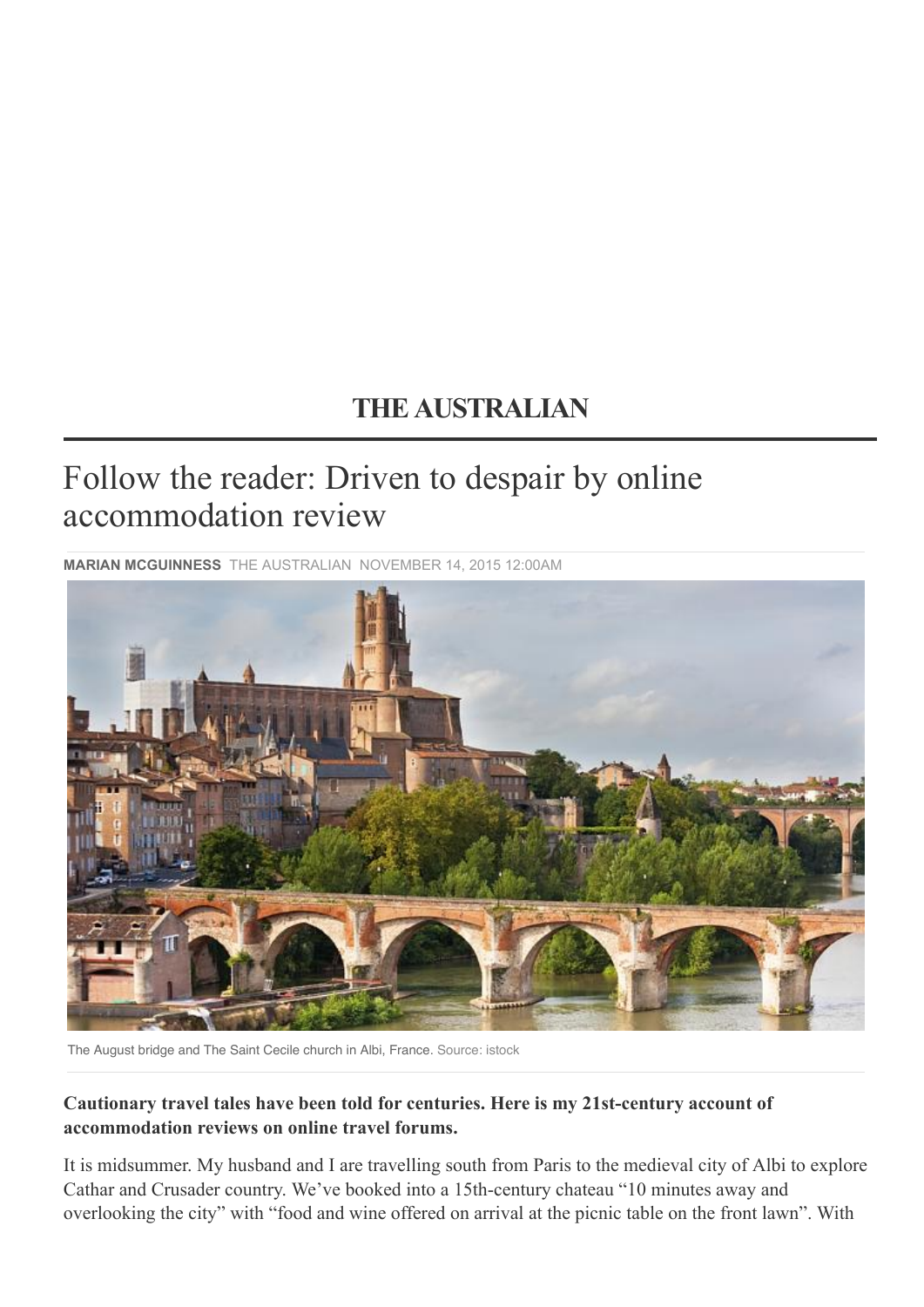# THE AUSTRALIAN

## Follow the reader: Driven to despair by online accommodation review

**MARIAN MCGUINNESS** THE AUSTRALIAN NOVEMBER 14, 2015 12:00AM

The August bridge and The Saint Cecile church in Albi, France. Source: istock

**Cautionary travel tales have been told for centuries. Here is my 21st-century account of accommodation reviews on online travel forums.**

It is midsummer. My husband and I are travelling south from Paris to the medieval city of Albi to explore Cathar and Crusader country. We've booked into a 15th-century chateau "10 minutes away and overlooking the city" with "food and wine offered on arrival at the picnic table on the front lawn". With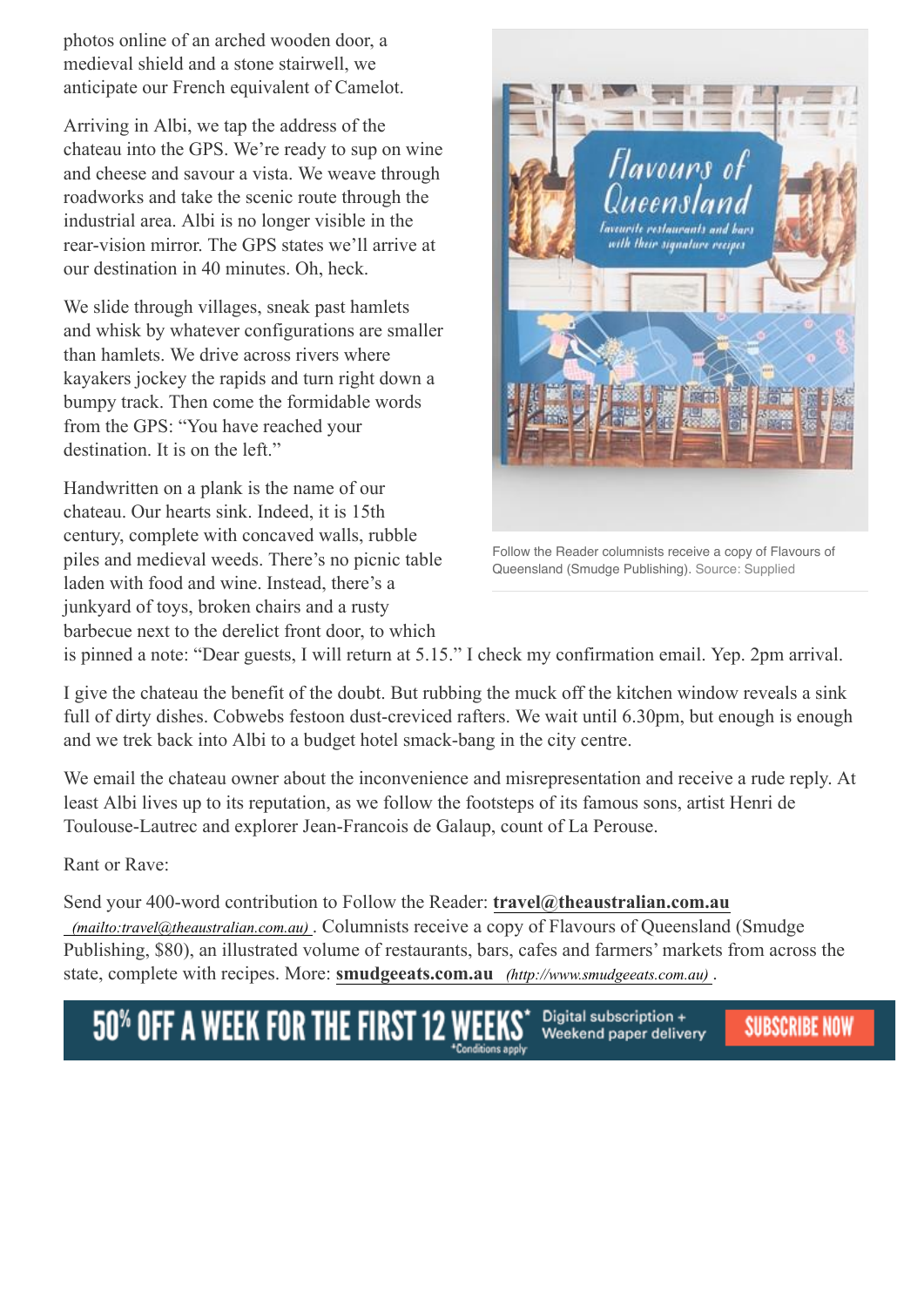photos online of an arched wooden door, a medieval shield and a stone stairwell, we anticipate our French equivalent of Camelot.

Arriving in Albi, we tap the address of the chateau into the GPS. We're ready to sup on wine and cheese and savour a vista. We weave through roadworks and take the scenic route through the industrial area. Albi is no longer visible in the rear-vision mirror. The GPS states we'll arrive at our destination in 40 minutes. Oh, heck.

We slide through villages, sneak past hamlets and whisk by whatever configurations are smaller than hamlets. We drive across rivers where kayakers jockey the rapids and turn right down a bumpy track. Then come the formidable words from the GPS: "You have reached your destination. It is on the left."

Follow the Reader columnists receive a copy of Flavours of Queensland (Smudge Publishing). Source: Supplied

Handwritten on a plank is the name of our chateau. Our hearts sink. Indeed, it is 15th century, complete with concaved walls, rubble piles and medieval weeds. There's no picnic table laden with food and wine. Instead, there's a junkyard of toys, broken chairs and a rusty barbecue next to the derelict front door, to which is pinned a note: "Dear guests, I will return at 5.15." I check my confirmation email. Yep. 2pm arrival.

I give the chateau the benefit of the doubt. But rubbing the muck off the kitchen window reveals a sink full of dirty dishes. Cobwebs festoon dust-creviced rafters. We wait until 6.30pm, but enough is enough and we trek back into Albi to a budget hotel smack-bang in the city centre.

We email the chateau owner about the inconvenience and misrepresentation and receive a rude reply. At least Albi lives up to its reputation, as we follow the footsteps of its famous sons, artist Henri de Toulouse-Lautrec and explorer Jean-Francois de Galaup, count of La Perouse.

Rant or Rave:

Send your 400-word contribution to Follow the Reader: **travel@theaustralian.com.au** *(mailto:travel@theaustralian.com.au)* . Columnists receive a copy of Flavours of Queensland (Smudge Publishing, $80), an illustrated volume of restaurants, bars, cafes and farmers' markets from across the state, complete with recipes. More: **smudgeeats.com.au** *(http://www.smudgeeats.com.au)* .